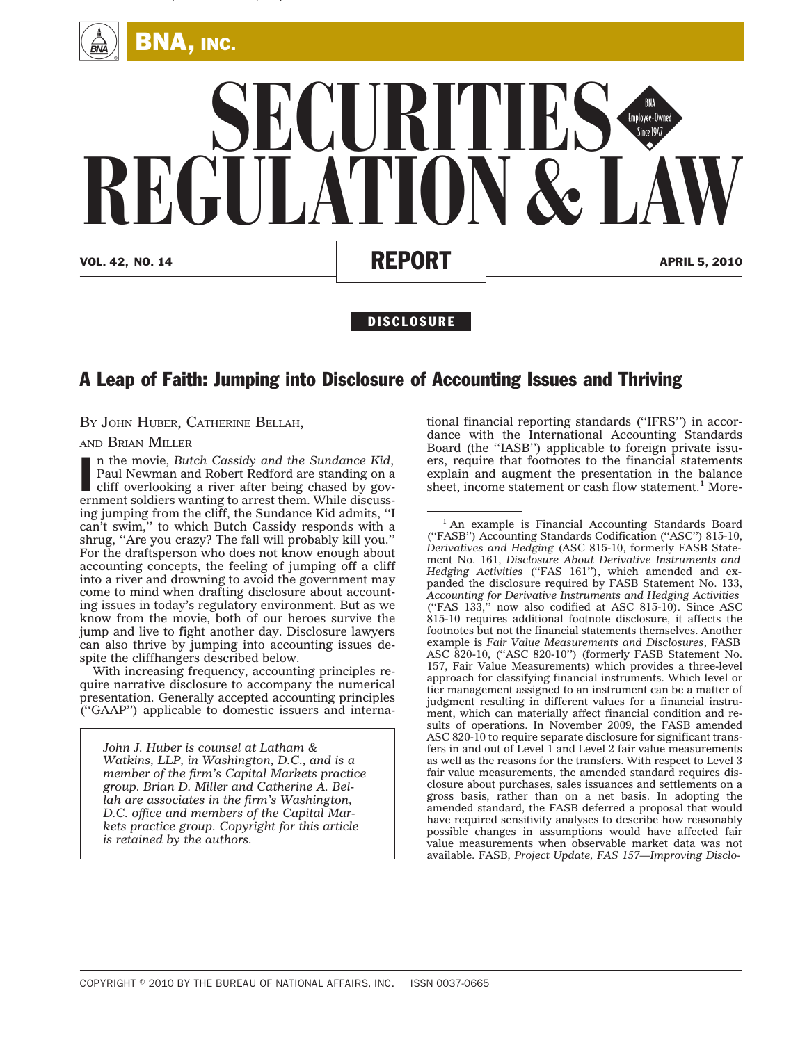# SECURITIES REGULATION & LAW REPORT

DISCLOSURE

## A Leap of Faith: Jumping into Disclosure of Accounting Issues and Thriving

BY JOHN HUBER, CATHERINE BELLAH, AND BRIAN MILLER

In the movie, *Butch Cassidy and the Sundance Kid*, Paul Newman and Robert Redford are standing on a cliff overlooking a river after being chased by government soldiers wanting to arrest them. While discussing jumping from the cliff, the Sundance Kid admits, ''I can't swim,'' to which Butch Cassidy responds with a shrug, ''Are you crazy? The fall will probably kill you.'' For the draftsperson who does not know enough about accounting concepts, the feeling of jumping off a cliff into a river and drowning to avoid the government may come to mind when drafting disclosure about accounting issues in today's regulatory environment. But as we know from the movie, both of our heroes survive the jump and live to fight another day. Disclosure lawyers can also thrive by jumping into accounting issues despite the cliffhangers described below.

With increasing frequency, accounting principles require narrative disclosure to accompany the numerical presentation. Generally accepted accounting principles (''GAAP'') applicable to domestic issuers and international financial reporting standards (''IFRS'') in accordance with the International Accounting Standards Board (the ''IASB'') applicable to foreign private issuers, require that footnotes to the financial statements explain and augment the presentation in the balance sheet, income statement or cash flow statement.[1] More-

*John J. Huber is counsel at Latham & Watkins, LLP, in Washington, D.C., and is a member of the firm's Capital Markets practice group. Brian D. Miller and Catherine A. Bellah are associates in the firm's Washington, D.C. office and members of the Capital Markets practice group. Copyright for this article is retained by the authors.*

---

[1] An example is Financial Accounting Standards Board (''FASB'') Accounting Standards Codification (''ASC'') 815-10, *Derivatives and Hedging* (ASC 815-10, formerly FASB Statement No. 161, *Disclosure About Derivative Instruments and Hedging Activities* (''FAS 161''), which amended and expanded the disclosure required by FASB Statement No. 133, *Accounting for Derivative Instruments and Hedging Activities* (''FAS 133,'' now also codified at ASC 815-10). Since ASC 815-10 requires additional footnote disclosure, it affects the footnotes but not the financial statements themselves. Another example is *Fair Value Measurements and Disclosures*, FASB ASC 820-10, (''ASC 820-10'') (formerly FASB Statement No. 157, Fair Value Measurements) which provides a three-level approach for classifying financial instruments. Which level or tier management assigned to an instrument can be a matter of judgment resulting in different values for a financial instrument, which can materially affect financial condition and results of operations. In November 2009, the FASB amended ASC 820-10 to require separate disclosure for significant transfers in and out of Level 1 and Level 2 fair value measurements as well as the reasons for the transfers. With respect to Level 3 fair value measurements, the amended standard requires disclosure about purchases, sales issuances and settlements on a gross basis, rather than on a net basis. In adopting the amended standard, the FASB deferred a proposal that would have required sensitivity analyses to describe how reasonably possible changes in assumptions would have affected fair value measurements when observable market data was not available. FASB, *Project Update, FAS 157—Improving Disclo-*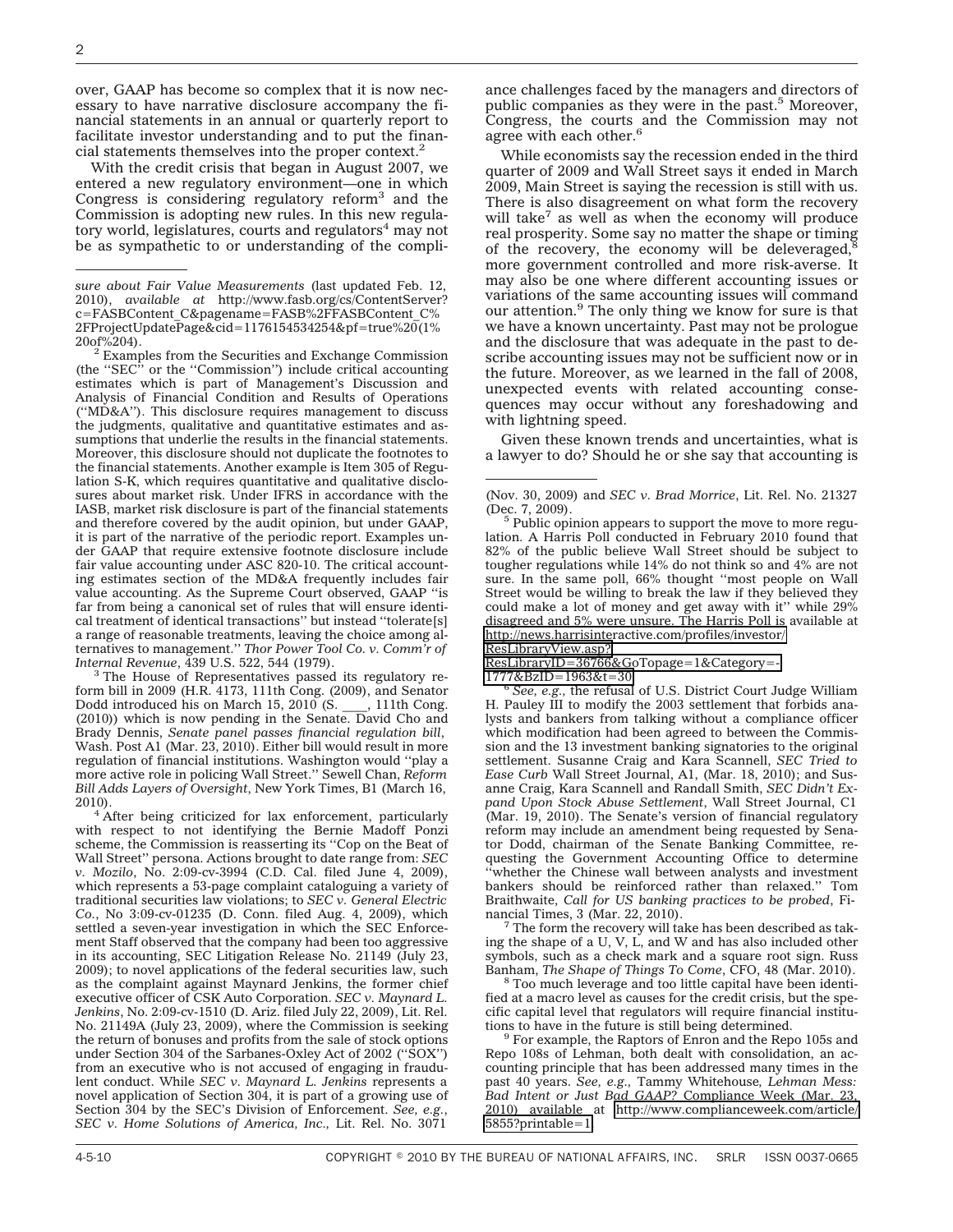over, GAAP has become so complex that it is now necessary to have narrative disclosure accompany the financial statements in an annual or quarterly report to facilitate investor understanding and to put the financial statements themselves into the proper context.[2]

With the credit crisis that began in August 2007, we entered a new regulatory environment—one in which Congress is considering regulatory reform[3] and the Commission is adopting new rules. In this new regulatory world, legislatures, courts and regulators[4] may not be as sympathetic to or understanding of the compliance challenges faced by the managers and directors of public companies as they were in the past.[5] Moreover, Congress, the courts and the Commission may not agree with each other.[6]

While economists say the recession ended in the third quarter of 2009 and Wall Street says it ended in March 2009, Main Street is saying the recession is still with us. There is also disagreement on what form the recovery will take[7] as well as when the economy will produce real prosperity. Some say no matter the shape or timing of the recovery, the economy will be deleveraged,[8] more government controlled and more risk-averse. It may also be one where different accounting issues or variations of the same accounting issues will command our attention.[9] The only thing we know for sure is that we have a known uncertainty. Past may not be prologue and the disclosure that was adequate in the past to describe accounting issues may not be sufficient now or in the future. Moreover, as we learned in the fall of 2008, unexpected events with related accounting consequences may occur without any foreshadowing and with lightning speed.

Given these known trends and uncertainties, what is a lawyer to do? Should he or she say that accounting is

---

*sure about Fair Value Measurements* (last updated Feb. 12, 2010), *available at* http://www.fasb.org/cs/ContentServer?c=FASBContent_C&pagename=FASB%2FFASBContent_C%2FProjectUpdatePage&cid=1176154534254&pf=true%20(1%20of%204).

[2] Examples from the Securities and Exchange Commission (the ''SEC'' or the ''Commission'') include critical accounting estimates which is part of Management's Discussion and Analysis of Financial Condition and Results of Operations (''MD&A''). This disclosure requires management to discuss the judgments, qualitative and quantitative estimates and assumptions that underlie the results in the financial statements. Moreover, this disclosure should not duplicate the footnotes to the financial statements. Another example is Item 305 of Regulation S-K, which requires quantitative and qualitative disclosures about market risk. Under IFRS in accordance with the IASB, market risk disclosure is part of the financial statements and therefore covered by the audit opinion, but under GAAP, it is part of the narrative of the periodic report. Examples under GAAP that require extensive footnote disclosure include fair value accounting under ASC 820-10. The critical accounting estimates section of the MD&A frequently includes fair value accounting. As the Supreme Court observed, GAAP ''is far from being a canonical set of rules that will ensure identical treatment of identical transactions'' but instead ''tolerate[s] a range of reasonable treatments, leaving the choice among alternatives to management.'' *Thor Power Tool Co. v. Comm'r of Internal Revenue*, 439 U.S. 522, 544 (1979).

[3] The House of Representatives passed its regulatory reform bill in 2009 (H.R. 4173, 111th Cong. (2009), and Senator Dodd introduced his on March 15, 2010 (S. ____, 111th Cong. (2010)) which is now pending in the Senate. David Cho and Brady Dennis, *Senate panel passes financial regulation bill*, Wash. Post A1 (Mar. 23, 2010). Either bill would result in more regulation of financial institutions. Washington would ''play a more active role in policing Wall Street.'' Sewell Chan, *Reform Bill Adds Layers of Oversight*, New York Times, B1 (March 16, 2010).

[4] After being criticized for lax enforcement, particularly with respect to not identifying the Bernie Madoff Ponzi scheme, the Commission is reasserting its ''Cop on the Beat of Wall Street'' persona. Actions brought to date range from: *SEC v. Mozilo*, No. 2:09-cv-3994 (C.D. Cal. filed June 4, 2009), which represents a 53-page complaint cataloguing a variety of traditional securities law violations; to *SEC v. General Electric Co.*, No 3:09-cv-01235 (D. Conn. filed Aug. 4, 2009), which settled a seven-year investigation in which the SEC Enforcement Staff observed that the company had been too aggressive in its accounting, SEC Litigation Release No. 21149 (July 23, 2009); to novel applications of the federal securities law, such as the complaint against Maynard Jenkins, the former chief executive officer of CSK Auto Corporation. *SEC v. Maynard L. Jenkins*, No. 2:09-cv-1510 (D. Ariz. filed July 22, 2009), Lit. Rel. No. 21149A (July 23, 2009), where the Commission is seeking the return of bonuses and profits from the sale of stock options under Section 304 of the Sarbanes-Oxley Act of 2002 (''SOX'') from an executive who is not accused of engaging in fraudulent conduct. While *SEC v. Maynard L. Jenkins* represents a novel application of Section 304, it is part of a growing use of Section 304 by the SEC's Division of Enforcement. *See, e.g.*, *SEC v. Home Solutions of America, Inc.*, Lit. Rel. No. 3071 (Nov. 30, 2009) and *SEC v. Brad Morrice*, Lit. Rel. No. 21327 (Dec. 7, 2009).

[5] Public opinion appears to support the move to more regulation. A Harris Poll conducted in February 2010 found that 82% of the public believe Wall Street should be subject to tougher regulations while 14% do not think so and 4% are not sure. In the same poll, 66% thought ''most people on Wall Street would be willing to break the law if they believed they could make a lot of money and get away with it'' while 29% disagreed and 5% were unsure. The Harris Poll is available at http://news.harrisinteractive.com/profiles/investor/ResLibraryView.asp?ResLibraryID=36766&GoTopage=1&Category=-1777&BzID=1963&t=30

[6] *See, e.g.,* the refusal of U.S. District Court Judge William H. Pauley III to modify the 2003 settlement that forbids analysts and bankers from talking without a compliance officer which modification had been agreed to between the Commission and the 13 investment banking signatories to the original settlement. Susanne Craig and Kara Scannell, *SEC Tried to Ease Curb* Wall Street Journal, A1, (Mar. 18, 2010); and Susanne Craig, Kara Scannell and Randall Smith, *SEC Didn't Expand Upon Stock Abuse Settlement*, Wall Street Journal, C1 (Mar. 19, 2010). The Senate's version of financial regulatory reform may include an amendment being requested by Senator Dodd, chairman of the Senate Banking Committee, requesting the Government Accounting Office to determine ''whether the Chinese wall between analysts and investment bankers should be reinforced rather than relaxed.'' Tom Braithwaite, *Call for US banking practices to be probed*, Financial Times, 3 (Mar. 22, 2010).

[7] The form the recovery will take has been described as taking the shape of a U, V, L, and W and has also included other symbols, such as a check mark and a square root sign. Russ Banham, *The Shape of Things To Come*, CFO, 48 (Mar. 2010).

[8] Too much leverage and too little capital have been identified at a macro level as causes for the credit crisis, but the specific capital level that regulators will require financial institutions to have in the future is still being determined.

[9] For example, the Raptors of Enron and the Repo 105s and Repo 108s of Lehman, both dealt with consolidation, an accounting principle that has been addressed many times in the past 40 years. *See, e.g.,* Tammy Whitehouse, *Lehman Mess: Bad Intent or Just Bad GAAP?* Compliance Week (Mar. 23, 2010) available at http://www.complianceweek.com/article/5855?printable=1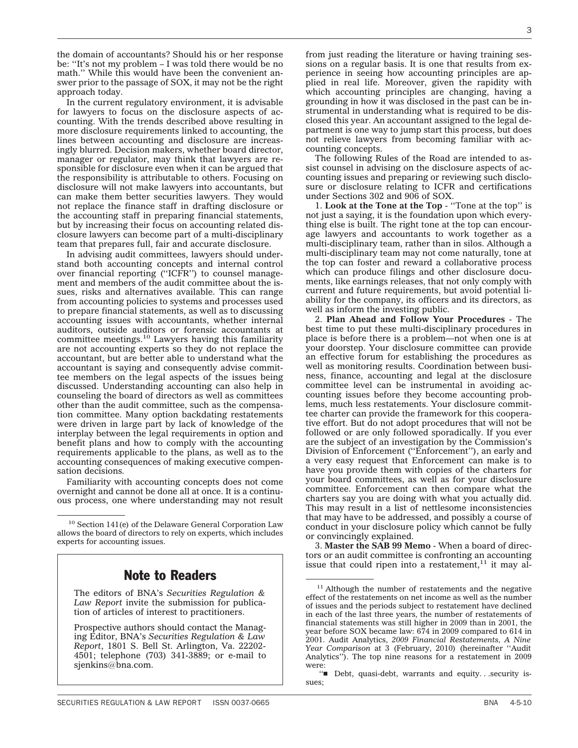the domain of accountants? Should his or her response be: ''It's not my problem – I was told there would be no math.'' While this would have been the convenient answer prior to the passage of SOX, it may not be the right approach today.

In the current regulatory environment, it is advisable for lawyers to focus on the disclosure aspects of accounting. With the trends described above resulting in more disclosure requirements linked to accounting, the lines between accounting and disclosure are increasingly blurred. Decision makers, whether board director, manager or regulator, may think that lawyers are responsible for disclosure even when it can be argued that the responsibility is attributable to others. Focusing on disclosure will not make lawyers into accountants, but can make them better securities lawyers. They would not replace the finance staff in drafting disclosure or the accounting staff in preparing financial statements, but by increasing their focus on accounting related disclosure lawyers can become part of a multi-disciplinary team that prepares full, fair and accurate disclosure.

In advising audit committees, lawyers should understand both accounting concepts and internal control over financial reporting (''ICFR'') to counsel management and members of the audit committee about the issues, risks and alternatives available. This can range from accounting policies to systems and processes used to prepare financial statements, as well as to discussing accounting issues with accountants, whether internal auditors, outside auditors or forensic accountants at committee meetings.[10] Lawyers having this familiarity are not accounting experts so they do not replace the accountant, but are better able to understand what the accountant is saying and consequently advise committee members on the legal aspects of the issues being discussed. Understanding accounting can also help in counseling the board of directors as well as committees other than the audit committee, such as the compensation committee. Many option backdating restatements were driven in large part by lack of knowledge of the interplay between the legal requirements in option and benefit plans and how to comply with the accounting requirements applicable to the plans, as well as to the accounting consequences of making executive compensation decisions.

Familiarity with accounting concepts does not come overnight and cannot be done all at once. It is a continuous process, one where understanding may not result from just reading the literature or having training sessions on a regular basis. It is one that results from experience in seeing how accounting principles are applied in real life. Moreover, given the rapidity with which accounting principles are changing, having a grounding in how it was disclosed in the past can be instrumental in understanding what is required to be disclosed this year. An accountant assigned to the legal department is one way to jump start this process, but does not relieve lawyers from becoming familiar with accounting concepts.

The following Rules of the Road are intended to assist counsel in advising on the disclosure aspects of accounting issues and preparing or reviewing such disclosure or disclosure relating to ICFR and certifications under Sections 302 and 906 of SOX.

1. **Look at the Tone at the Top** - ''Tone at the top'' is not just a saying, it is the foundation upon which everything else is built. The right tone at the top can encourage lawyers and accountants to work together as a multi-disciplinary team, rather than in silos. Although a multi-disciplinary team may not come naturally, tone at the top can foster and reward a collaborative process which can produce filings and other disclosure documents, like earnings releases, that not only comply with current and future requirements, but avoid potential liability for the company, its officers and its directors, as well as inform the investing public.

2. **Plan Ahead and Follow Your Procedures** - The best time to put these multi-disciplinary procedures in place is before there is a problem—not when one is at your doorstep. Your disclosure committee can provide an effective forum for establishing the procedures as well as monitoring results. Coordination between business, finance, accounting and legal at the disclosure committee level can be instrumental in avoiding accounting issues before they become accounting problems, much less restatements. Your disclosure committee charter can provide the framework for this cooperative effort. But do not adopt procedures that will not be followed or are only followed sporadically. If you ever are the subject of an investigation by the Commission's Division of Enforcement (''Enforcement''), an early and a very easy request that Enforcement can make is to have you provide them with copies of the charters for your board committees, as well as for your disclosure committee. Enforcement can then compare what the charters say you are doing with what you actually did. This may result in a list of nettlesome inconsistencies that may have to be addressed, and possibly a course of conduct in your disclosure policy which cannot be fully or convincingly explained.

3. **Master the SAB 99 Memo** - When a board of directors or an audit committee is confronting an accounting issue that could ripen into a restatement,[11] it may al-

---

[10] Section 141(e) of the Delaware General Corporation Law allows the board of directors to rely on experts, which includes experts for accounting issues.

[11] Although the number of restatements and the negative effect of the restatements on net income as well as the number of issues and the periods subject to restatement have declined in each of the last three years, the number of restatements of financial statements was still higher in 2009 than in 2001, the year before SOX became law: 674 in 2009 compared to 614 in 2001. Audit Analytics, *2009 Financial Restatements, A Nine Year Comparison* at 3 (February, 2010) (hereinafter ''Audit Analytics''). The top nine reasons for a restatement in 2009 were:

''■ Debt, quasi-debt, warrants and equity. . .security issues;

---

## Note to Readers

The editors of BNA's *Securities Regulation & Law Report* invite the submission for publication of articles of interest to practitioners.

Prospective authors should contact the Managing Editor, BNA's *Securities Regulation & Law Report*, 1801 S. Bell St. Arlington, Va. 22202-4501; telephone (703) 341-3889; or e-mail to sjenkins@bna.com.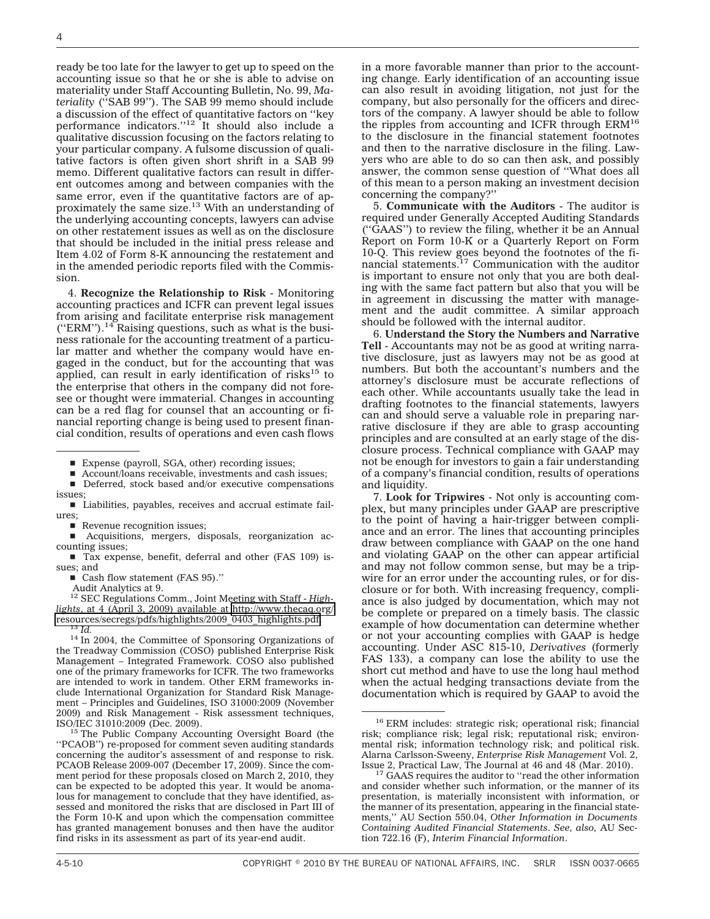ready be too late for the lawyer to get up to speed on the accounting issue so that he or she is able to advise on materiality under Staff Accounting Bulletin, No. 99, *Materiality* (''SAB 99''). The SAB 99 memo should include a discussion of the effect of quantitative factors on ''key performance indicators.''[12] It should also include a qualitative discussion focusing on the factors relating to your particular company. A fulsome discussion of qualitative factors is often given short shrift in a SAB 99 memo. Different qualitative factors can result in different outcomes among and between companies with the same error, even if the quantitative factors are of approximately the same size.[13] With an understanding of the underlying accounting concepts, lawyers can advise on other restatement issues as well as on the disclosure that should be included in the initial press release and Item 4.02 of Form 8-K announcing the restatement and in the amended periodic reports filed with the Commission.

4. **Recognize the Relationship to Risk** - Monitoring accounting practices and ICFR can prevent legal issues from arising and facilitate enterprise risk management (''ERM'').[14] Raising questions, such as what is the business rationale for the accounting treatment of a particular matter and whether the company would have engaged in the conduct, but for the accounting that was applied, can result in early identification of risks[15] to the enterprise that others in the company did not foresee or thought were immaterial. Changes in accounting can be a red flag for counsel that an accounting or financial reporting change is being used to present financial condition, results of operations and even cash flows in a more favorable manner than prior to the accounting change. Early identification of an accounting issue can also result in avoiding litigation, not just for the company, but also personally for the officers and directors of the company. A lawyer should be able to follow the ripples from accounting and ICFR through ERM[16] to the disclosure in the financial statement footnotes and then to the narrative disclosure in the filing. Lawyers who are able to do so can then ask, and possibly answer, the common sense question of ''What does all of this mean to a person making an investment decision concerning the company?''

5. **Communicate with the Auditors** - The auditor is required under Generally Accepted Auditing Standards (''GAAS'') to review the filing, whether it be an Annual Report on Form 10-K or a Quarterly Report on Form 10-Q. This review goes beyond the footnotes of the financial statements.[17] Communication with the auditor is important to ensure not only that you are both dealing with the same fact pattern but also that you will be in agreement in discussing the matter with management and the audit committee. A similar approach should be followed with the internal auditor.

6. **Understand the Story the Numbers and Narrative Tell** - Accountants may not be as good at writing narrative disclosure, just as lawyers may not be as good at numbers. But both the accountant's numbers and the attorney's disclosure must be accurate reflections of each other. While accountants usually take the lead in drafting footnotes to the financial statements, lawyers can and should serve a valuable role in preparing narrative disclosure if they are able to grasp accounting principles and are consulted at an early stage of the disclosure process. Technical compliance with GAAP may not be enough for investors to gain a fair understanding of a company's financial condition, results of operations and liquidity.

7. **Look for Tripwires** - Not only is accounting complex, but many principles under GAAP are prescriptive to the point of having a hair-trigger between compliance and an error. The lines that accounting principles draw between compliance with GAAP on the one hand and violating GAAP on the other can appear artificial and may not follow common sense, but may be a tripwire for an error under the accounting rules, or for disclosure or for both. With increasing frequency, compliance is also judged by documentation, which may not be complete or prepared on a timely basis. The classic example of how documentation can determine whether or not your accounting complies with GAAP is hedge accounting. Under ASC 815-10, *Derivatives* (formerly FAS 133), a company can lose the ability to use the short cut method and have to use the long haul method when the actual hedging transactions deviate from the documentation which is required by GAAP to avoid the

---

- Expense (payroll, SGA, other) recording issues;
- Account/loans receivable, investments and cash issues;
- Deferred, stock based and/or executive compensations issues;
- Liabilities, payables, receives and accrual estimate failures;
- Revenue recognition issues;
- Acquisitions, mergers, disposals, reorganization accounting issues;
- Tax expense, benefit, deferral and other (FAS 109) issues; and
- Cash flow statement (FAS 95).''

Audit Analytics at 9.

[12] SEC Regulations Comm., Joint Meeting with Staff - *Highlights*, at 4 (April 3, 2009) available at http://www.thecaq.org/resources/secregs/pdfs/highlights/2009_0403_highlights.pdf

[13] *Id.*

[14] In 2004, the Committee of Sponsoring Organizations of the Treadway Commission (COSO) published Enterprise Risk Management – Integrated Framework. COSO also published one of the primary frameworks for ICFR. The two frameworks are intended to work in tandem. Other ERM frameworks include International Organization for Standard Risk Management – Principles and Guidelines, ISO 31000:2009 (November 2009) and Risk Management - Risk assessment techniques, ISO/IEC 31010:2009 (Dec. 2009).

[15] The Public Company Accounting Oversight Board (the ''PCAOB'') re-proposed for comment seven auditing standards concerning the auditor's assessment of and response to risk. PCAOB Release 2009-007 (December 17, 2009). Since the comment period for these proposals closed on March 2, 2010, they can be expected to be adopted this year. It would be anomalous for management to conclude that they have identified, assessed and monitored the risks that are disclosed in Part III of the Form 10-K and upon which the compensation committee has granted management bonuses and then have the auditor find risks in its assessment as part of its year-end audit.

[16] ERM includes: strategic risk; operational risk; financial risk; compliance risk; legal risk; reputational risk; environmental risk; information technology risk; and political risk. Alarna Carlsson-Sweeny, *Enterprise Risk Management* Vol. 2, Issue 2, Practical Law, The Journal at 46 and 48 (Mar. 2010).

[17] GAAS requires the auditor to ''read the other information and consider whether such information, or the manner of its presentation, is materially inconsistent with information, or the manner of its presentation, appearing in the financial statements,'' AU Section 550.04, *Other Information in Documents Containing Audited Financial Statements*. *See, also,* AU Section 722.16 (F), *Interim Financial Information*.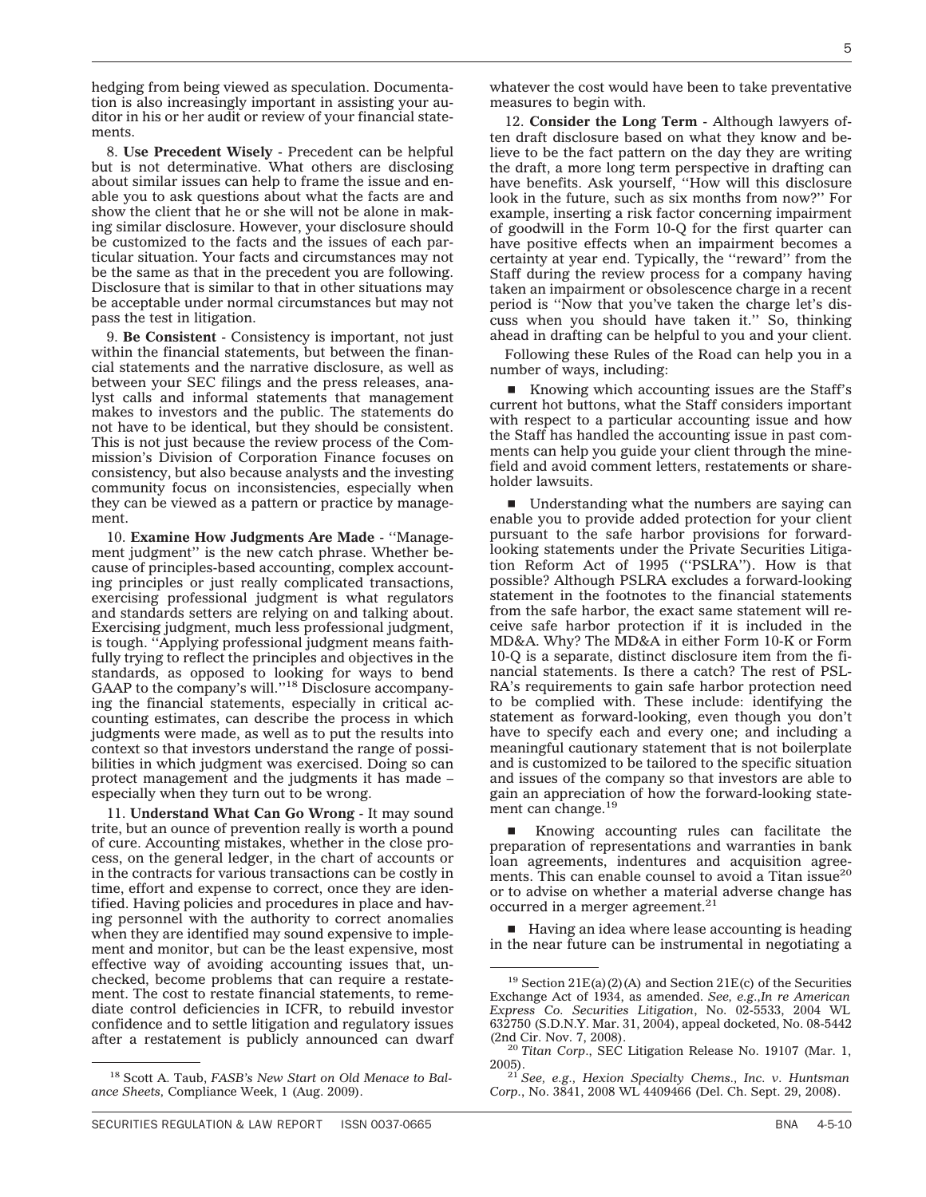hedging from being viewed as speculation. Documentation is also increasingly important in assisting your auditor in his or her audit or review of your financial statements.

8. **Use Precedent Wisely** - Precedent can be helpful but is not determinative. What others are disclosing about similar issues can help to frame the issue and enable you to ask questions about what the facts are and show the client that he or she will not be alone in making similar disclosure. However, your disclosure should be customized to the facts and the issues of each particular situation. Your facts and circumstances may not be the same as that in the precedent you are following. Disclosure that is similar to that in other situations may be acceptable under normal circumstances but may not pass the test in litigation.

9. **Be Consistent** - Consistency is important, not just within the financial statements, but between the financial statements and the narrative disclosure, as well as between your SEC filings and the press releases, analyst calls and informal statements that management makes to investors and the public. The statements do not have to be identical, but they should be consistent. This is not just because the review process of the Commission's Division of Corporation Finance focuses on consistency, but also because analysts and the investing community focus on inconsistencies, especially when they can be viewed as a pattern or practice by management.

10. **Examine How Judgments Are Made** - ''Management judgment'' is the new catch phrase. Whether because of principles-based accounting, complex accounting principles or just really complicated transactions, exercising professional judgment is what regulators and standards setters are relying on and talking about. Exercising judgment, much less professional judgment, is tough. ''Applying professional judgment means faithfully trying to reflect the principles and objectives in the standards, as opposed to looking for ways to bend GAAP to the company's will.''[18] Disclosure accompanying the financial statements, especially in critical accounting estimates, can describe the process in which judgments were made, as well as to put the results into context so that investors understand the range of possibilities in which judgment was exercised. Doing so can protect management and the judgments it has made – especially when they turn out to be wrong.

11. **Understand What Can Go Wrong** - It may sound trite, but an ounce of prevention really is worth a pound of cure. Accounting mistakes, whether in the close process, on the general ledger, in the chart of accounts or in the contracts for various transactions can be costly in time, effort and expense to correct, once they are identified. Having policies and procedures in place and having personnel with the authority to correct anomalies when they are identified may sound expensive to implement and monitor, but can be the least expensive, most effective way of avoiding accounting issues that, unchecked, become problems that can require a restatement. The cost to restate financial statements, to remediate control deficiencies in ICFR, to rebuild investor confidence and to settle litigation and regulatory issues after a restatement is publicly announced can dwarf whatever the cost would have been to take preventative measures to begin with.

12. **Consider the Long Term** - Although lawyers often draft disclosure based on what they know and believe to be the fact pattern on the day they are writing the draft, a more long term perspective in drafting can have benefits. Ask yourself, ''How will this disclosure look in the future, such as six months from now?'' For example, inserting a risk factor concerning impairment of goodwill in the Form 10-Q for the first quarter can have positive effects when an impairment becomes a certainty at year end. Typically, the ''reward'' from the Staff during the review process for a company having taken an impairment or obsolescence charge in a recent period is ''Now that you've taken the charge let's discuss when you should have taken it.'' So, thinking ahead in drafting can be helpful to you and your client.

Following these Rules of the Road can help you in a number of ways, including:

- Knowing which accounting issues are the Staff's current hot buttons, what the Staff considers important with respect to a particular accounting issue and how the Staff has handled the accounting issue in past comments can help you guide your client through the minefield and avoid comment letters, restatements or shareholder lawsuits.

- Understanding what the numbers are saying can enable you to provide added protection for your client pursuant to the safe harbor provisions for forward-looking statements under the Private Securities Litigation Reform Act of 1995 (''PSLRA''). How is that possible? Although PSLRA excludes a forward-looking statement in the footnotes to the financial statements from the safe harbor, the exact same statement will receive safe harbor protection if it is included in the MD&A. Why? The MD&A in either Form 10-K or Form 10-Q is a separate, distinct disclosure item from the financial statements. Is there a catch? The rest of PSLRA's requirements to gain safe harbor protection need to be complied with. These include: identifying the statement as forward-looking, even though you don't have to specify each and every one; and including a meaningful cautionary statement that is not boilerplate and is customized to be tailored to the specific situation and issues of the company so that investors are able to gain an appreciation of how the forward-looking statement can change.[19]

- Knowing accounting rules can facilitate the preparation of representations and warranties in bank loan agreements, indentures and acquisition agreements. This can enable counsel to avoid a Titan issue[20] or to advise on whether a material adverse change has occurred in a merger agreement.[21]

- Having an idea where lease accounting is heading in the near future can be instrumental in negotiating a

---

[18] Scott A. Taub, *FASB's New Start on Old Menace to Balance Sheets*, Compliance Week, 1 (Aug. 2009).

[19] Section 21E(a)(2)(A) and Section 21E(c) of the Securities Exchange Act of 1934, as amended. *See, e.g.,In re American Express Co. Securities Litigation*, No. 02-5533, 2004 WL 632750 (S.D.N.Y. Mar. 31, 2004), appeal docketed, No. 08-5442 (2nd Cir. Nov. 7, 2008).

[20] *Titan Corp*., SEC Litigation Release No. 19107 (Mar. 1, 2005).

[21] *See, e.g., Hexion Specialty Chems., Inc. v. Huntsman Corp*., No. 3841, 2008 WL 4409466 (Del. Ch. Sept. 29, 2008).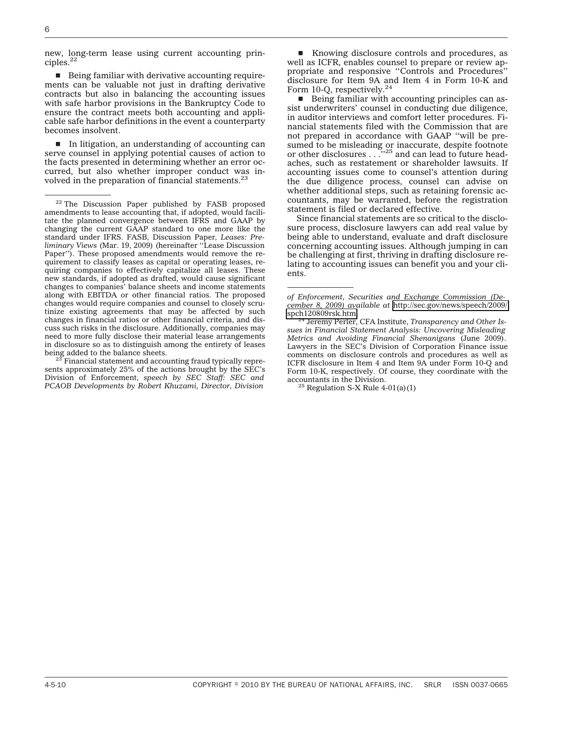new, long-term lease using current accounting principles.[22]

- Being familiar with derivative accounting requirements can be valuable not just in drafting derivative contracts but also in balancing the accounting issues with safe harbor provisions in the Bankruptcy Code to ensure the contract meets both accounting and applicable safe harbor definitions in the event a counterparty becomes insolvent.

- In litigation, an understanding of accounting can serve counsel in applying potential causes of action to the facts presented in determining whether an error occurred, but also whether improper conduct was involved in the preparation of financial statements.[23]

- Knowing disclosure controls and procedures, as well as ICFR, enables counsel to prepare or review appropriate and responsive ''Controls and Procedures'' disclosure for Item 9A and Item 4 in Form 10-K and Form 10-Q, respectively.[24]

- Being familiar with accounting principles can assist underwriters' counsel in conducting due diligence, in auditor interviews and comfort letter procedures. Financial statements filed with the Commission that are not prepared in accordance with GAAP ''will be presumed to be misleading or inaccurate, despite footnote or other disclosures . . .''[25] and can lead to future headaches, such as restatement or shareholder lawsuits. If accounting issues come to counsel's attention during the due diligence process, counsel can advise on whether additional steps, such as retaining forensic accountants, may be warranted, before the registration statement is filed or declared effective.

Since financial statements are so critical to the disclosure process, disclosure lawyers can add real value by being able to understand, evaluate and draft disclosure concerning accounting issues. Although jumping in can be challenging at first, thriving in drafting disclosure relating to accounting issues can benefit you and your clients.

---

[22] The Discussion Paper published by FASB proposed amendments to lease accounting that, if adopted, would facilitate the planned convergence between IFRS and GAAP by changing the current GAAP standard to one more like the standard under IFRS. FASB, Discussion Paper, *Leases: Preliminary Views* (Mar. 19, 2009) (hereinafter ''Lease Discussion Paper''). These proposed amendments would remove the requirement to classify leases as capital or operating leases, requiring companies to effectively capitalize all leases. These new standards, if adopted as drafted, would cause significant changes to companies' balance sheets and income statements along with EBITDA or other financial ratios. The proposed changes would require companies and counsel to closely scrutinize existing agreements that may be affected by such changes in financial ratios or other financial criteria, and discuss such risks in the disclosure. Additionally, companies may need to more fully disclose their material lease arrangements in disclosure so as to distinguish among the entirety of leases being added to the balance sheets.

[23] Financial statement and accounting fraud typically represents approximately 25% of the actions brought by the SEC's Division of Enforcement, *speech by SEC Staff: SEC and PCAOB Developments by Robert Khuzami, Director, Division of Enforcement, Securities and Exchange Commission (December 8, 2009) available at* http://sec.gov/news/speech/2009/spch120809rsk.htm.

[24] Jeremy Perler, CFA Institute, *Transparency and Other Issues in Financial Statement Analysis: Uncovering Misleading Metrics and Avoiding Financial Shenanigans* (June 2009). Lawyers in the SEC's Division of Corporation Finance issue comments on disclosure controls and procedures as well as ICFR disclosure in Item 4 and Item 9A under Form 10-Q and Form 10-K, respectively. Of course, they coordinate with the accountants in the Division.

[25] Regulation S-X Rule 4-01(a)(1)